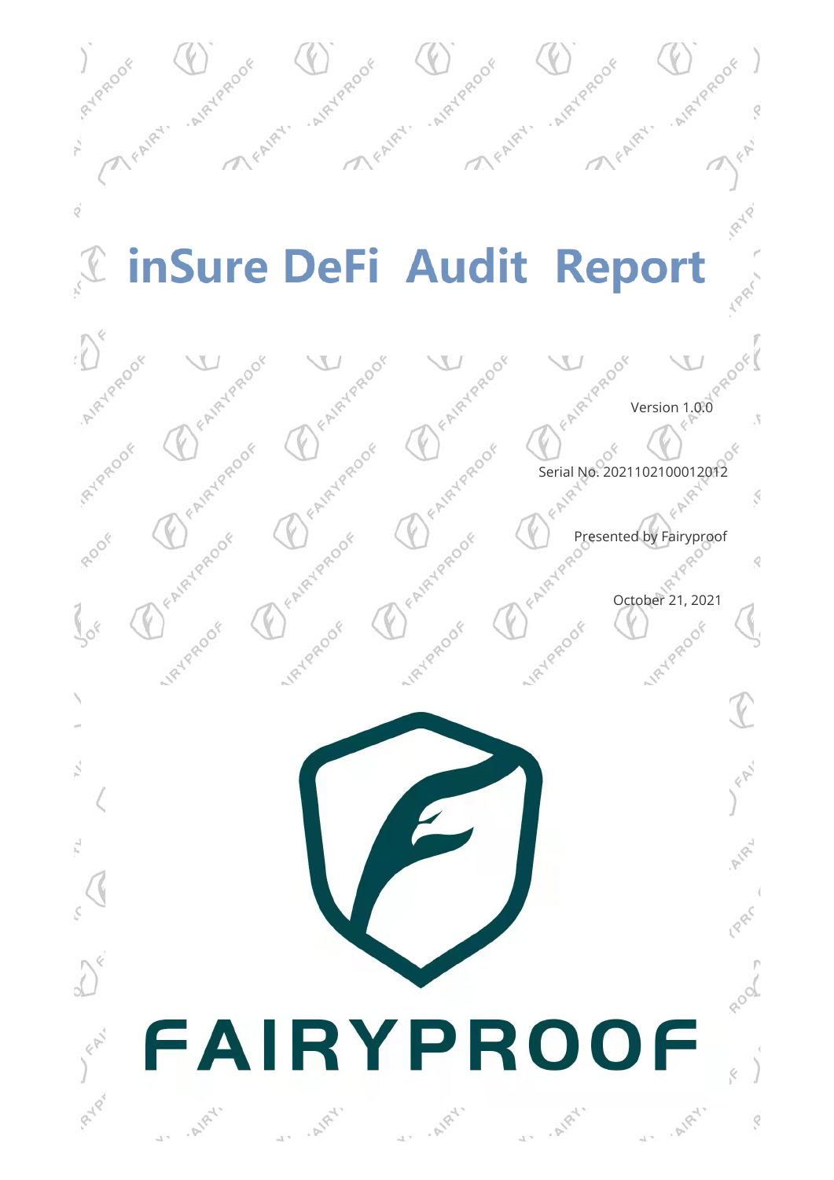# inSure DeFi Audit Report

Version 1.0.0

Serial No. 2021102100012012

Presented by Fairyproof

October 21, 2021

FAIRYPROOF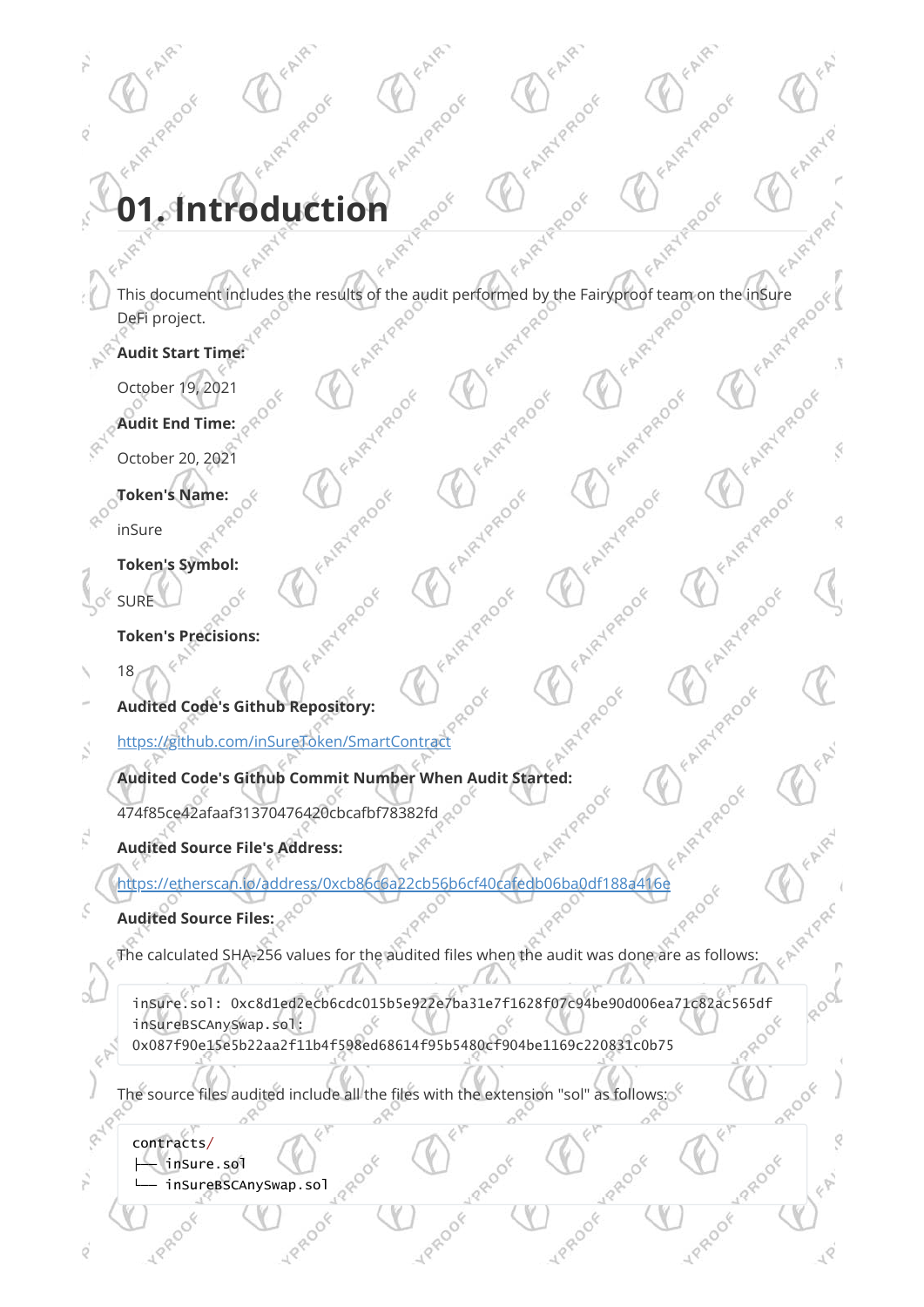# 01. Introduction

This document includes the results of the audit performed by the Fairyproof team on the inSure DeFi project.

**Audit Start Time:**

October 19, 2021

**Audit End Time:**

October 20, 2021

**Token's Name:**

inSure

**Token's Symbol:**

SURE

**Token's Precisions:**

18

**Audited Code's Github Repository:**

https://github.com/inSureToken/SmartContract

**Audited Code's Github Commit Number When Audit Started:**

474f85ce42afaaf31370476420cbcafbf78382fd

**Audited Source File's Address:**

https://etherscan.io/address/0xcb86c6a22cb56b6cf40cafedb06ba0df188a416e

**Audited Source Files:**

The calculated SHA-256 values for the audited files when the audit was done are as follows:

```
inSure.sol: 0xc8d1ed2ecb6cdc015b5e922e7ba31e7f1628f07c94be90d006ea71c82ac565df
inSureBSCAnySwap.sol:
0x087f90e15e5b22aa2f11b4f598ed68614f95b5480cf904be1169c220831c0b75
```

The source files audited include all the files with the extension "sol" as follows:

```
contracts/
├── inSure.sol
└── inSureBSCAnySwap.sol
```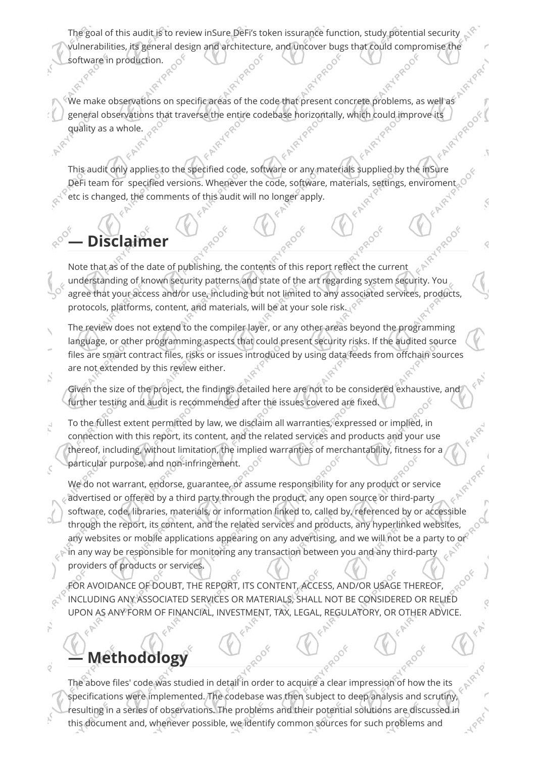The goal of this audit is to review inSure DeFi's token issurance function, study potential security vulnerabilities, its general design and architecture, and uncover bugs that could compromise the software in production.

We make observations on specific areas of the code that present concrete problems, as well as general observations that traverse the entire codebase horizontally, which could improve its quality as a whole.

This audit only applies to the specified code, software or any materials supplied by the inSure DeFi team for specified versions. Whenever the code, software, materials, settings, enviroment etc is changed, the comments of this audit will no longer apply.

## — Disclaimer

Note that as of the date of publishing, the contents of this report reflect the current understanding of known security patterns and state of the art regarding system security. You agree that your access and/or use, including but not limited to any associated services, products, protocols, platforms, content, and materials, will be at your sole risk.

The review does not extend to the compiler layer, or any other areas beyond the programming language, or other programming aspects that could present security risks. If the audited source files are smart contract files, risks or issues introduced by using data feeds from offchain sources are not extended by this review either.

Given the size of the project, the findings detailed here are not to be considered exhaustive, and further testing and audit is recommended after the issues covered are fixed.

To the fullest extent permitted by law, we disclaim all warranties, expressed or implied, in connection with this report, its content, and the related services and products and your use thereof, including, without limitation, the implied warranties of merchantability, fitness for a particular purpose, and non-infringement.

We do not warrant, endorse, guarantee, or assume responsibility for any product or service advertised or offered by a third party through the product, any open source or third-party software, code, libraries, materials, or information linked to, called by, referenced by or accessible through the report, its content, and the related services and products, any hyperlinked websites, any websites or mobile applications appearing on any advertising, and we will not be a party to or in any way be responsible for monitoring any transaction between you and any third-party providers of products or services.

FOR AVOIDANCE OF DOUBT, THE REPORT, ITS CONTENT, ACCESS, AND/OR USAGE THEREOF, INCLUDING ANY ASSOCIATED SERVICES OR MATERIALS, SHALL NOT BE CONSIDERED OR RELIED UPON AS ANY FORM OF FINANCIAL, INVESTMENT, TAX, LEGAL, REGULATORY, OR OTHER ADVICE.

## — Methodology

The above files' code was studied in detail in order to acquire a clear impression of how the its specifications were implemented. The codebase was then subject to deep analysis and scrutiny, resulting in a series of observations. The problems and their potential solutions are discussed in this document and, whenever possible, we identify common sources for such problems and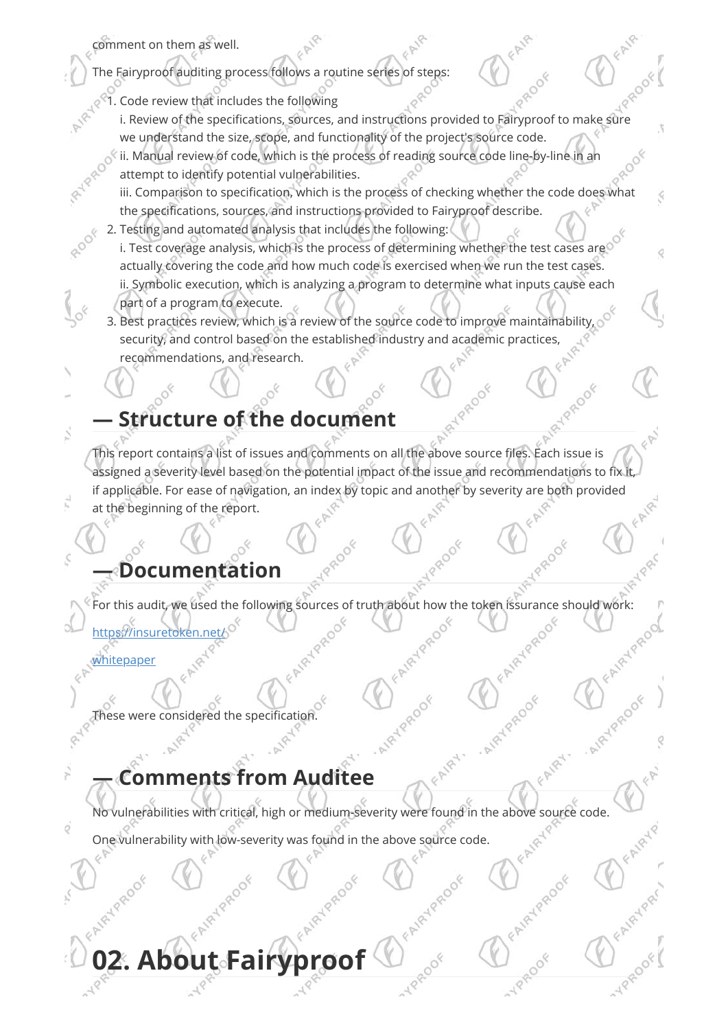comment on them as well.

The Fairyproof auditing process follows a routine series of steps:

1. Code review that includes the following
   i. Review of the specifications, sources, and instructions provided to Fairyproof to make sure we understand the size, scope, and functionality of the project's source code.
   ii. Manual review of code, which is the process of reading source code line-by-line in an attempt to identify potential vulnerabilities.
   iii. Comparison to specification, which is the process of checking whether the code does what the specifications, sources, and instructions provided to Fairyproof describe.
2. Testing and automated analysis that includes the following:
   i. Test coverage analysis, which is the process of determining whether the test cases are actually covering the code and how much code is exercised when we run the test cases.
   ii. Symbolic execution, which is analyzing a program to determine what inputs cause each part of a program to execute.
3. Best practices review, which is a review of the source code to improve maintainability, security, and control based on the established industry and academic practices, recommendations, and research.

## — Structure of the document

This report contains a list of issues and comments on all the above source files. Each issue is assigned a severity level based on the potential impact of the issue and recommendations to fix it, if applicable. For ease of navigation, an index by topic and another by severity are both provided at the beginning of the report.

## — Documentation

For this audit, we used the following sources of truth about how the token issurance should work:

[https://insuretoken.net/](https://insuretoken.net/)

whitepaper

These were considered the specification.

## — Comments from Auditee

No vulnerabilities with critical, high or medium-severity were found in the above source code.

One vulnerability with low-severity was found in the above source code.

# 02. About Fairyproof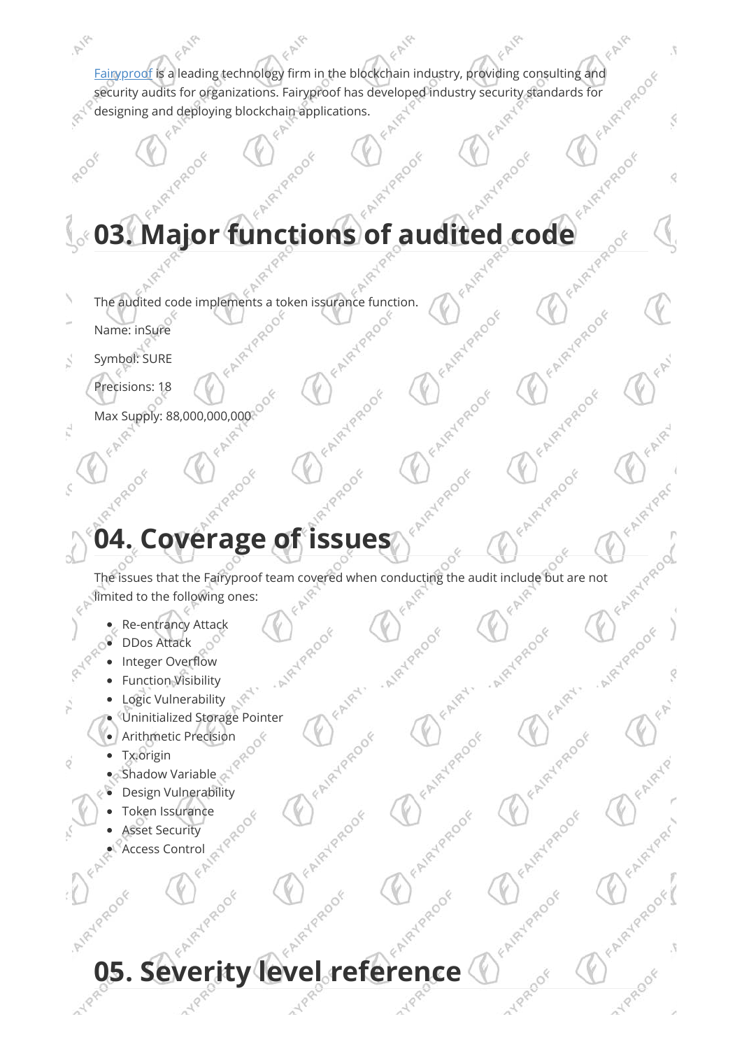[Fairyproof](#) is a leading technology firm in the blockchain industry, providing consulting and security audits for organizations. Fairyproof has developed industry security standards for designing and deploying blockchain applications.

# 03. Major functions of audited code

The audited code implements a token issurance function.

Name: inSure

Symbol: SURE

Precisions: 18

Max Supply: 88,000,000,000

# 04. Coverage of issues

The issues that the Fairyproof team covered when conducting the audit include but are not limited to the following ones:

- Re-entrancy Attack
- DDos Attack
- Integer Overflow
- Function Visibility
- Logic Vulnerability
- Uninitialized Storage Pointer
- Arithmetic Precision
- Tx.origin
- Shadow Variable
- Design Vulnerability
- Token Issurance
- Asset Security
- Access Control

# 05. Severity level reference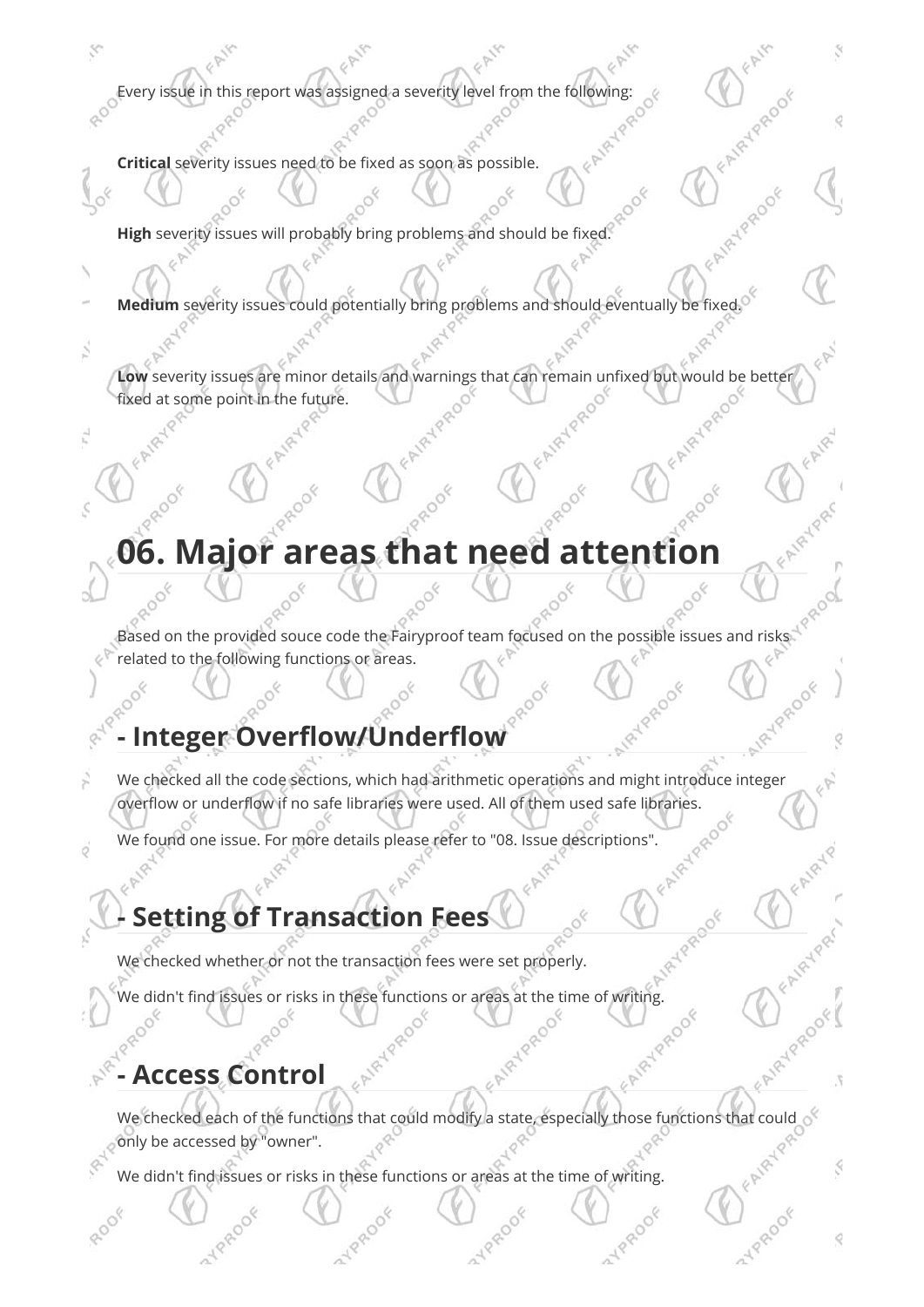Every issue in this report was assigned a severity level from the following:

**Critical** severity issues need to be fixed as soon as possible.

**High** severity issues will probably bring problems and should be fixed.

**Medium** severity issues could potentially bring problems and should eventually be fixed.

**Low** severity issues are minor details and warnings that can remain unfixed but would be better fixed at some point in the future.

# 06. Major areas that need attention

Based on the provided souce code the Fairyproof team focused on the possible issues and risks related to the following functions or areas.

## - Integer Overflow/Underflow

We checked all the code sections, which had arithmetic operations and might introduce integer overflow or underflow if no safe libraries were used. All of them used safe libraries.

We found one issue. For more details please refer to "08. Issue descriptions".

## - Setting of Transaction Fees

We checked whether or not the transaction fees were set properly.

We didn't find issues or risks in these functions or areas at the time of writing.

## - Access Control

We checked each of the functions that could modify a state, especially those functions that could only be accessed by "owner".

We didn't find issues or risks in these functions or areas at the time of writing.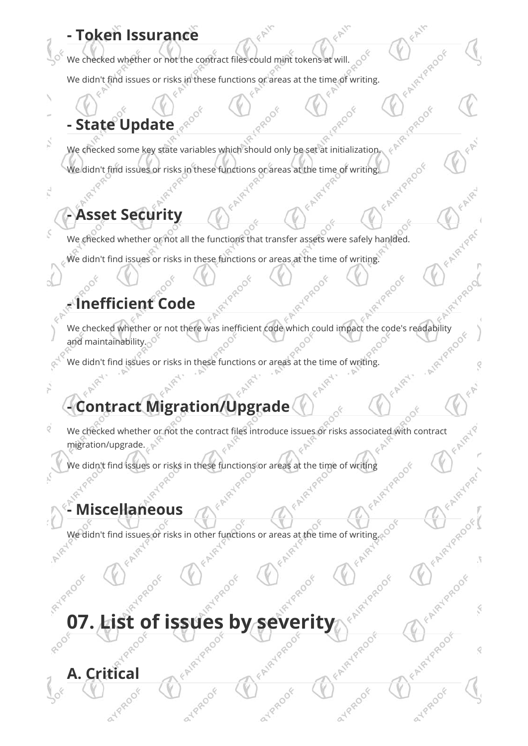### - Token Issurance

We checked whether or not the contract files could mint tokens at will.

We didn't find issues or risks in these functions or areas at the time of writing.

### - State Update

We checked some key state variables which should only be set at initialization.

We didn't find issues or risks in these functions or areas at the time of writing.

### - Asset Security

We checked whether or not all the functions that transfer assets were safely hanlded.

We didn't find issues or risks in these functions or areas at the time of writing.

### - Inefficient Code

We checked whether or not there was inefficient code which could impact the code's readability and maintainability.

We didn't find issues or risks in these functions or areas at the time of writing.

### - Contract Migration/Upgrade

We checked whether or not the contract files introduce issues or risks associated with contract migration/upgrade.

We didn't find issues or risks in these functions or areas at the time of writing

### - Miscellaneous

We didn't find issues or risks in other functions or areas at the time of writing.

## 07. List of issues by severity

### A. Critical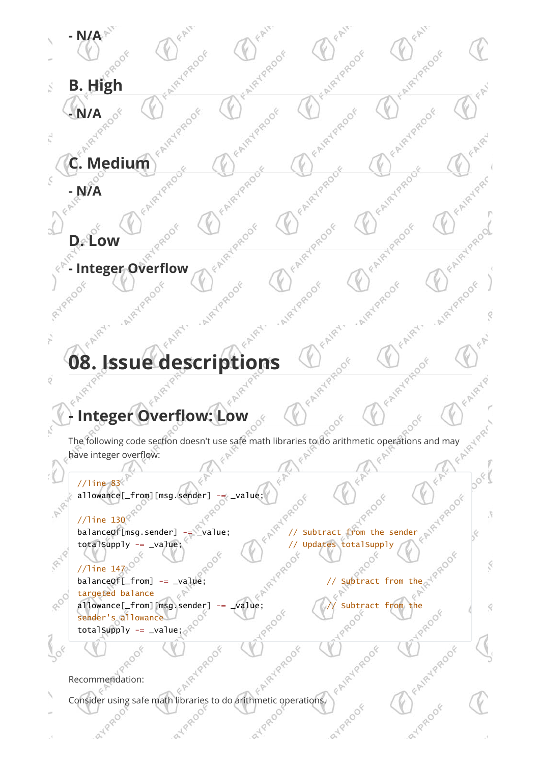- N/A

### B. High

- N/A

### C. Medium

- N/A

### D. Low

- Integer Overflow

## 08. Issue descriptions

### - Integer Overflow: Low

The following code section doesn't use safe math libraries to do arithmetic operations and may have integer overflow:

```
//line 83
allowance[_from][msg.sender] -= _value;

//line 130
balanceOf[msg.sender] -= _value;            // Subtract from the sender
totalSupply -= _value;                      // Updates totalSupply

//line 147
balanceOf[_from] -= _value;                         // Subtract from the targeted balance
allowance[_from][msg.sender] -= _value;             // Subtract from the sender's allowance
totalSupply -= _value;
```

Recommendation:

Consider using safe math libraries to do arithmetic operations.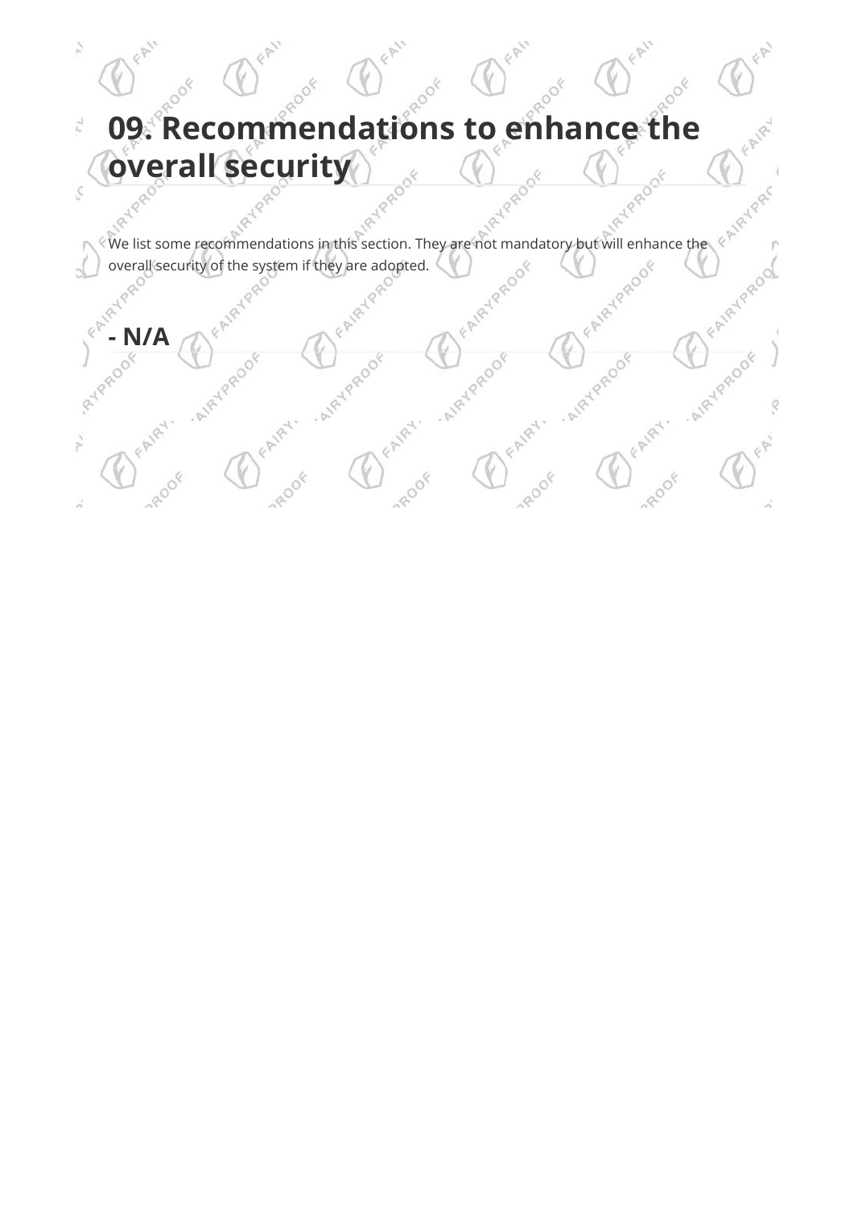# 09. Recommendations to enhance the overall security

We list some recommendations in this section. They are not mandatory but will enhance the overall security of the system if they are adopted.

## - N/A